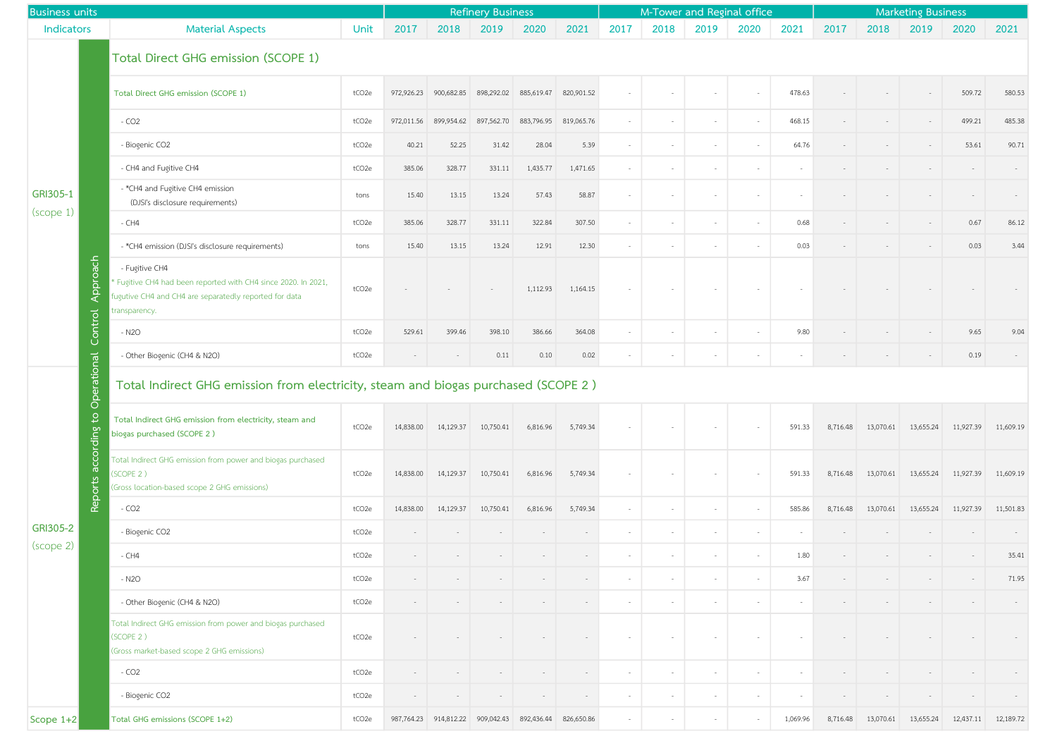| Business units | | | | Refinery Business | | | | | M-Tower and Reginal office | | | | | Marketing Business | | | | |
|---|---|---|---|---|---|---|---|---|---|---|---|---|---|---|---|---|---|---|
| Indicators | | Material Aspects | Unit | 2017 | 2018 | 2019 | 2020 | 2021 | 2017 | 2018 | 2019 | 2020 | 2021 | 2017 | 2018 | 2019 | 2020 | 2021 |
| GRI305-1 (scope 1) | Reports according to Operational Control Approach | **Total Direct GHG emission (SCOPE 1)** | | | | | | | | | | | | | | | | |
| | | Total Direct GHG emission (SCOPE 1) | tCO2e | 972,926.23 | 900,682.85 | 898,292.02 | 885,619.47 | 820,901.52 | - | - | - | - | 478.63 | - | - | - | 509.72 | 580.53 |
| | | - CO2 | tCO2e | 972,011.56 | 899,954.62 | 897,562.70 | 883,796.95 | 819,065.76 | - | - | - | - | 468.15 | - | - | - | 499.21 | 485.38 |
| | | - Biogenic CO2 | tCO2e | 40.21 | 52.25 | 31.42 | 28.04 | 5.39 | - | - | - | - | 64.76 | - | - | - | 53.61 | 90.71 |
| | | - CH4 and Fugitive CH4 | tCO2e | 385.06 | 328.77 | 331.11 | 1,435.77 | 1,471.65 | - | - | - | - | - | - | - | - | - | - |
| | | - *CH4 and Fugitive CH4 emission (DJSI's disclosure requirements) | tons | 15.40 | 13.15 | 13.24 | 57.43 | 58.87 | - | - | - | - | - | - | - | - | - | - |
| | | - CH4 | tCO2e | 385.06 | 328.77 | 331.11 | 322.84 | 307.50 | - | - | - | - | 0.68 | - | - | - | 0.67 | 86.12 |
| | | - *CH4 emission (DJSI's disclosure requirements) | tons | 15.40 | 13.15 | 13.24 | 12.91 | 12.30 | - | - | - | - | 0.03 | - | - | - | 0.03 | 3.44 |
| | | - Fugitive CH4 * Fugitive CH4 had been reported with CH4 since 2020. In 2021, fugutive CH4 and CH4 are separatedly reported for data transparency. | tCO2e | - | - | - | 1,112.93 | 1,164.15 | - | - | - | - | - | - | - | - | - | - |
| | | - N2O | tCO2e | 529.61 | 399.46 | 398.10 | 386.66 | 364.08 | - | - | - | - | 9.80 | - | - | - | 9.65 | 9.04 |
| | | - Other Biogenic (CH4 & N2O) | tCO2e | - | - | 0.11 | 0.10 | 0.02 | - | - | - | - | - | - | - | - | 0.19 | - |
| GRI305-2 (scope 2) | | **Total Indirect GHG emission from electricity, steam and biogas purchased (SCOPE 2 )** | | | | | | | | | | | | | | | | |
| | | Total Indirect GHG emission from electricity, steam and biogas purchased (SCOPE 2 ) | tCO2e | 14,838.00 | 14,129.37 | 10,750.41 | 6,816.96 | 5,749.34 | - | - | - | - | 591.33 | 8,716.48 | 13,070.61 | 13,655.24 | 11,927.39 | 11,609.19 |
| | | Total Indirect GHG emission from power and biogas purchased (SCOPE 2 ) (Gross location-based scope 2 GHG emissions) | tCO2e | 14,838.00 | 14,129.37 | 10,750.41 | 6,816.96 | 5,749.34 | - | - | - | - | 591.33 | 8,716.48 | 13,070.61 | 13,655.24 | 11,927.39 | 11,609.19 |
| | | - CO2 | tCO2e | 14,838.00 | 14,129.37 | 10,750.41 | 6,816.96 | 5,749.34 | - | - | - | - | 585.86 | 8,716.48 | 13,070.61 | 13,655.24 | 11,927.39 | 11,501.83 |
| | | - Biogenic CO2 | tCO2e | - | - | - | - | - | - | - | - | - | - | - | - | - | - | - |
| | | - CH4 | tCO2e | - | - | - | - | - | - | - | - | - | 1.80 | - | - | - | - | 35.41 |
| | | - N2O | tCO2e | - | - | - | - | - | - | - | - | - | 3.67 | - | - | - | - | 71.95 |
| | | - Other Biogenic (CH4 & N2O) | tCO2e | - | - | - | - | - | - | - | - | - | - | - | - | - | - | - |
| | | Total Indirect GHG emission from power and biogas purchased (SCOPE 2 ) (Gross market-based scope 2 GHG emissions) | tCO2e | - | - | - | - | - | - | - | - | - | - | - | - | - | - | - |
| | | - CO2 | tCO2e | - | - | - | - | - | - | - | - | - | - | - | - | - | - | - |
| | | - Biogenic CO2 | tCO2e | - | - | - | - | - | - | - | - | - | - | - | - | - | - | - |
| Scope 1+2 | | Total GHG emissions (SCOPE 1+2) | tCO2e | 987,764.23 | 914,812.22 | 909,042.43 | 892,436.44 | 826,650.86 | - | - | - | - | 1,069.96 | 8,716.48 | 13,070.61 | 13,655.24 | 12,437.11 | 12,189.72 |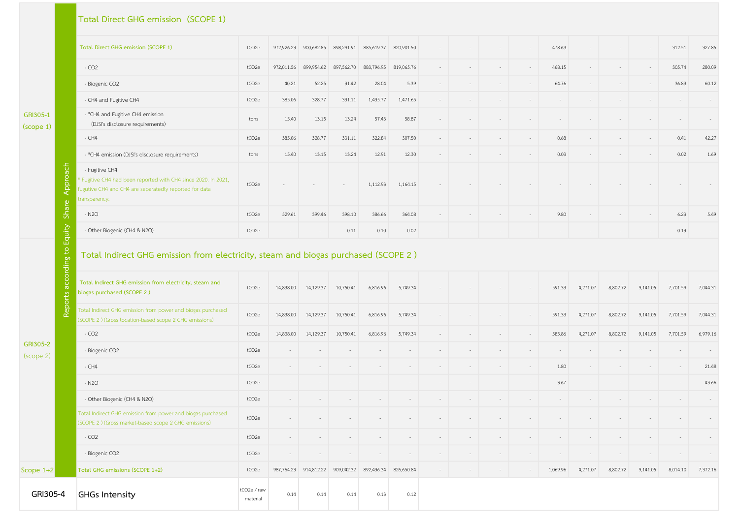| GRI | Approach | Indicator | Unit | | | | | | | | | | | | | | | |
|---|---|---|---|---|---|---|---|---|---|---|---|---|---|---|---|---|---|---|
| GRI305-1 (scope 1) | Reports according to Equity Share Approach | **Total Direct GHG emission (SCOPE 1)** | | | | | | | | | | | | | | | | |
| | | Total Direct GHG emission (SCOPE 1) | tCO2e | 972,926.23 | 900,682.85 | 898,291.91 | 885,619.37 | 820,901.50 | - | - | - | - | 478.63 | - | - | - | 312.51 | 327.85 |
| | | - CO2 | tCO2e | 972,011.56 | 899,954.62 | 897,562.70 | 883,796.95 | 819,065.76 | - | - | - | - | 468.15 | - | - | - | 305.74 | 280.09 |
| | | - Biogenic CO2 | tCO2e | 40.21 | 52.25 | 31.42 | 28.04 | 5.39 | - | - | - | - | 64.76 | - | - | - | 36.83 | 60.12 |
| | | - CH4 and Fugitive CH4 | tCO2e | 385.06 | 328.77 | 331.11 | 1,435.77 | 1,471.65 | - | - | - | - | - | - | - | - | - | - |
| | | - *CH4 and Fugitive CH4 emission (DJSI's disclosure requirements) | tons | 15.40 | 13.15 | 13.24 | 57.43 | 58.87 | - | - | - | - | - | - | - | - | - | - |
| | | - CH4 | tCO2e | 385.06 | 328.77 | 331.11 | 322.84 | 307.50 | - | - | - | - | 0.68 | - | - | - | 0.41 | 42.27 |
| | | - *CH4 emission (DJSI's disclosure requirements) | tons | 15.40 | 13.15 | 13.24 | 12.91 | 12.30 | - | - | - | - | 0.03 | - | - | - | 0.02 | 1.69 |
| | | - Fugitive CH4 * Fugitive CH4 had been reported with CH4 since 2020. In 2021, fugutive CH4 and CH4 are separatedly reported for data transparency. | tCO2e | - | - | - | 1,112.93 | 1,164.15 | - | - | - | - | - | - | - | - | - | - |
| | | - N2O | tCO2e | 529.61 | 399.46 | 398.10 | 386.66 | 364.08 | - | - | - | - | 9.80 | - | - | - | 6.23 | 5.49 |
| | | - Other Biogenic (CH4 & N2O) | tCO2e | - | - | 0.11 | 0.10 | 0.02 | - | - | - | - | - | - | - | - | 0.13 | - |
| GRI305-2 (scope 2) | | **Total Indirect GHG emission from electricity, steam and biogas purchased (SCOPE 2 )** | | | | | | | | | | | | | | | | |
| | | Total Indirect GHG emission from electricity, steam and biogas purchased (SCOPE 2 ) | tCO2e | 14,838.00 | 14,129.37 | 10,750.41 | 6,816.96 | 5,749.34 | - | - | - | - | 591.33 | 4,271.07 | 8,802.72 | 9,141.05 | 7,701.59 | 7,044.31 |
| | | Total Indirect GHG emission from power and biogas purchased (SCOPE 2 ) (Gross location-based scope 2 GHG emissions) | tCO2e | 14,838.00 | 14,129.37 | 10,750.41 | 6,816.96 | 5,749.34 | - | - | - | - | 591.33 | 4,271.07 | 8,802.72 | 9,141.05 | 7,701.59 | 7,044.31 |
| | | - CO2 | tCO2e | 14,838.00 | 14,129.37 | 10,750.41 | 6,816.96 | 5,749.34 | - | - | - | - | 585.86 | 4,271.07 | 8,802.72 | 9,141.05 | 7,701.59 | 6,979.16 |
| | | - Biogenic CO2 | tCO2e | - | - | - | - | - | - | - | - | - | - | - | - | - | - | - |
| | | - CH4 | tCO2e | - | - | - | - | - | - | - | - | - | 1.80 | - | - | - | - | 21.48 |
| | | - N2O | tCO2e | - | - | - | - | - | - | - | - | - | 3.67 | - | - | - | - | 43.66 |
| | | - Other Biogenic (CH4 & N2O) | tCO2e | - | - | - | - | - | - | - | - | - | - | - | - | - | - | - |
| | | Total Indirect GHG emission from power and biogas purchased (SCOPE 2 ) (Gross market-based scope 2 GHG emissions) | tCO2e | - | - | - | - | - | - | - | - | - | - | - | - | - | - | - |
| | | - CO2 | tCO2e | - | - | - | - | - | - | - | - | - | - | - | - | - | - | - |
| | | - Biogenic CO2 | tCO2e | - | - | - | - | - | - | - | - | - | - | - | - | - | - | - |
| Scope 1+2 | | Total GHG emissions (SCOPE 1+2) | tCO2e | 987,764.23 | 914,812.22 | 909,042.32 | 892,436.34 | 826,650.84 | - | - | - | - | 1,069.96 | 4,271.07 | 8,802.72 | 9,141.05 | 8,014.10 | 7,372.16 |
| GRI305-4 | | GHGs Intensity | tCO2e / raw material | 0.14 | 0.14 | 0.14 | 0.13 | 0.12 | | | | | | | | | | |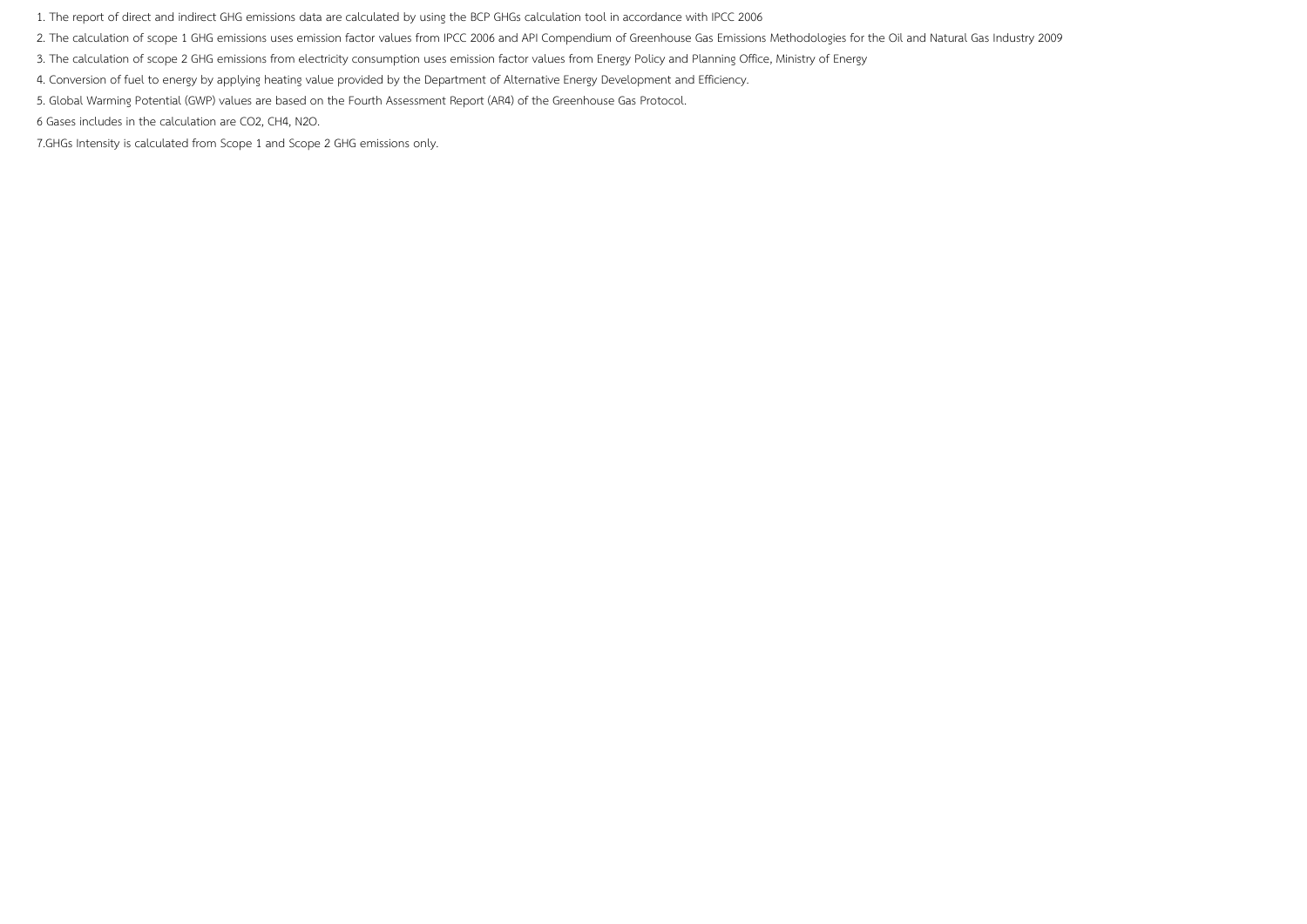1. The report of direct and indirect GHG emissions data are calculated by using the BCP GHGs calculation tool in accordance with IPCC 2006
2. The calculation of scope 1 GHG emissions uses emission factor values from IPCC 2006 and API Compendium of Greenhouse Gas Emissions Methodologies for the Oil and Natural Gas Industry 2009
3. The calculation of scope 2 GHG emissions from electricity consumption uses emission factor values from Energy Policy and Planning Office, Ministry of Energy
4. Conversion of fuel to energy by applying heating value provided by the Department of Alternative Energy Development and Efficiency.
5. Global Warming Potential (GWP) values are based on the Fourth Assessment Report (AR4) of the Greenhouse Gas Protocol.

6 Gases includes in the calculation are $CO_2$, $CH_4$, $N_2O$.

7.GHGs Intensity is calculated from Scope 1 and Scope 2 GHG emissions only.